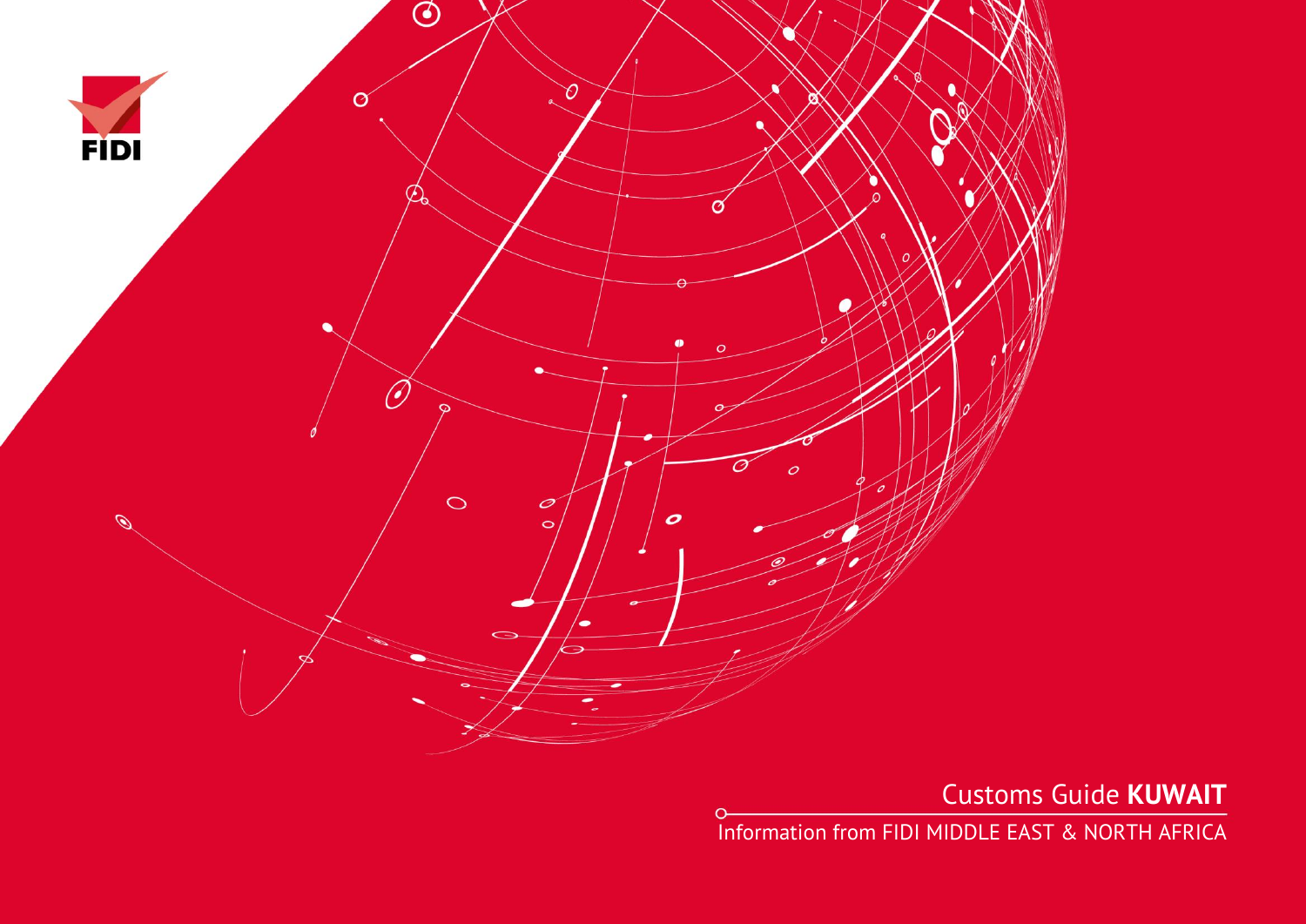FIDI

# Customs Guide **KUWAIT**

Information from FIDI MIDDLE EAST & NORTH AFRICA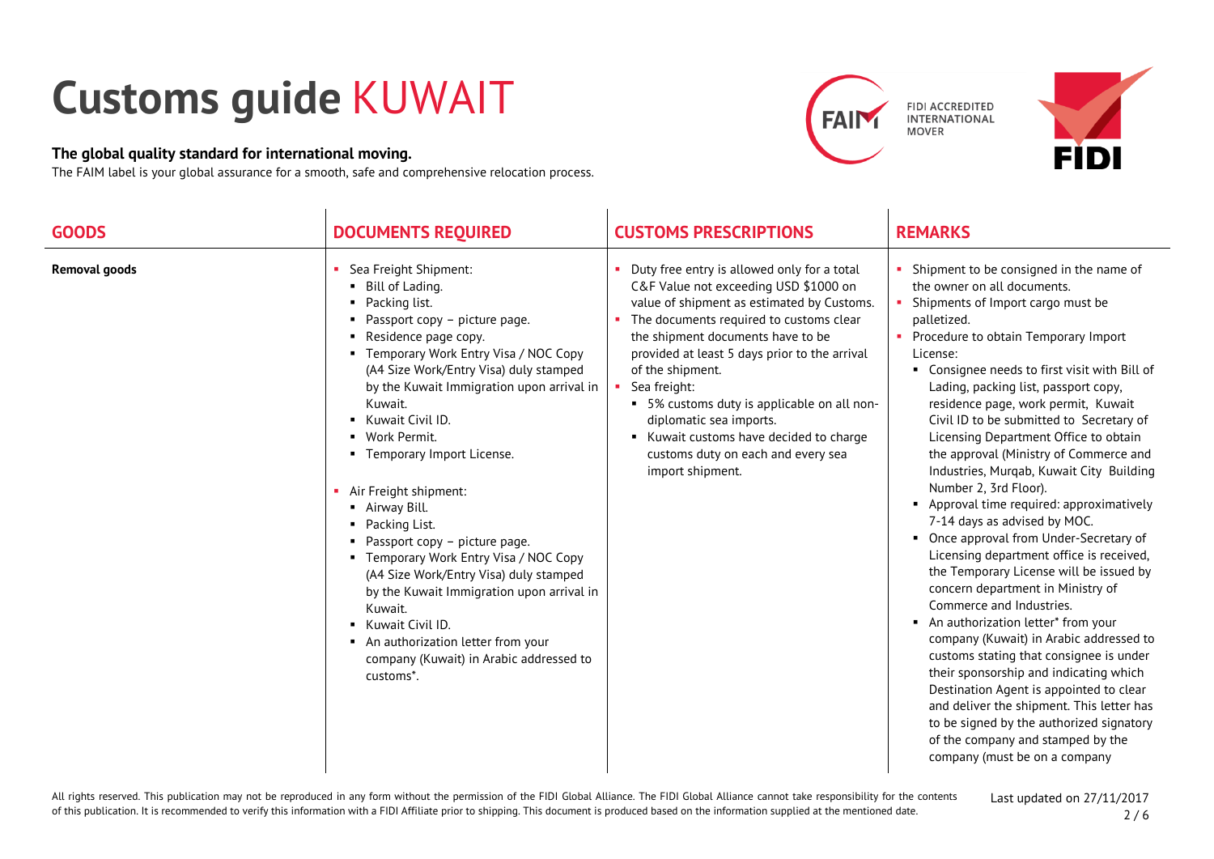# Customs guide KUWAIT

**The global quality standard for international moving.**

The FAIM label is your global assurance for a smooth, safe and comprehensive relocation process.

FIDI ACCREDITED INTERNATIONAL MOVER

| GOODS | DOCUMENTS REQUIRED | CUSTOMS PRESCRIPTIONS | REMARKS |
|---|---|---|---|
| **Removal goods** | ▪ Sea Freight Shipment:<br>▪ Bill of Lading.<br>▪ Packing list.<br>▪ Passport copy – picture page.<br>▪ Residence page copy.<br>▪ Temporary Work Entry Visa / NOC Copy (A4 Size Work/Entry Visa) duly stamped by the Kuwait Immigration upon arrival in Kuwait.<br>▪ Kuwait Civil ID.<br>▪ Work Permit.<br>▪ Temporary Import License.<br><br>▪ Air Freight shipment:<br>▪ Airway Bill.<br>▪ Packing List.<br>▪ Passport copy – picture page.<br>▪ Temporary Work Entry Visa / NOC Copy (A4 Size Work/Entry Visa) duly stamped by the Kuwait Immigration upon arrival in Kuwait.<br>▪ Kuwait Civil ID.<br>▪ An authorization letter from your company (Kuwait) in Arabic addressed to customs*. | ▪ Duty free entry is allowed only for a total C&F Value not exceeding USD $1000 on value of shipment as estimated by Customs.<br>▪ The documents required to customs clear the shipment documents have to be provided at least 5 days prior to the arrival of the shipment.<br>▪ Sea freight:<br>▪ 5% customs duty is applicable on all non-diplomatic sea imports.<br>▪ Kuwait customs have decided to charge customs duty on each and every sea import shipment. | ▪ Shipment to be consigned in the name of the owner on all documents.<br>▪ Shipments of Import cargo must be palletized.<br>▪ Procedure to obtain Temporary Import License:<br>▪ Consignee needs to first visit with Bill of Lading, packing list, passport copy, residence page, work permit, Kuwait Civil ID to be submitted to Secretary of Licensing Department Office to obtain the approval (Ministry of Commerce and Industries, Murqab, Kuwait City Building Number 2, 3rd Floor).<br>▪ Approval time required: approximatively 7-14 days as advised by MOC.<br>▪ Once approval from Under-Secretary of Licensing department office is received, the Temporary License will be issued by concern department in Ministry of Commerce and Industries.<br>▪ An authorization letter* from your company (Kuwait) in Arabic addressed to customs stating that consignee is under their sponsorship and indicating which Destination Agent is appointed to clear and deliver the shipment. This letter has to be signed by the authorized signatory of the company and stamped by the company (must be on a company |

All rights reserved. This publication may not be reproduced in any form without the permission of the FIDI Global Alliance. The FIDI Global Alliance cannot take responsibility for the contents of this publication. It is recommended to verify this information with a FIDI Affiliate prior to shipping. This document is produced based on the information supplied at the mentioned date.

Last updated on 27/11/2017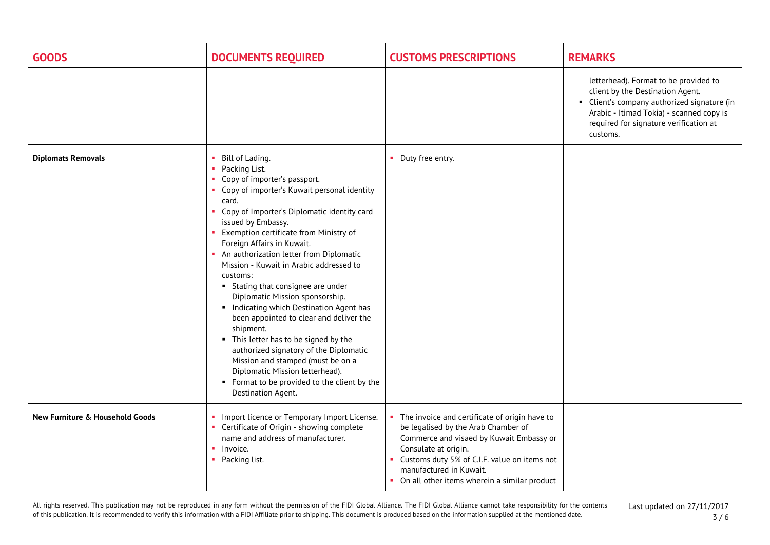| GOODS | DOCUMENTS REQUIRED | CUSTOMS PRESCRIPTIONS | REMARKS |
|---|---|---|---|
| | | | letterhead). Format to be provided to client by the Destination Agent.<br>▪ Client's company authorized signature (in Arabic - Itimad Tokia) - scanned copy is required for signature verification at customs. |
| **Diplomats Removals** | ▪ Bill of Lading.<br>▪ Packing List.<br>▪ Copy of importer's passport.<br>▪ Copy of importer's Kuwait personal identity card.<br>▪ Copy of Importer's Diplomatic identity card issued by Embassy.<br>▪ Exemption certificate from Ministry of Foreign Affairs in Kuwait.<br>▪ An authorization letter from Diplomatic Mission - Kuwait in Arabic addressed to customs:<br>&nbsp;&nbsp;▪ Stating that consignee are under Diplomatic Mission sponsorship.<br>&nbsp;&nbsp;▪ Indicating which Destination Agent has been appointed to clear and deliver the shipment.<br>&nbsp;&nbsp;▪ This letter has to be signed by the authorized signatory of the Diplomatic Mission and stamped (must be on a Diplomatic Mission letterhead).<br>&nbsp;&nbsp;▪ Format to be provided to the client by the Destination Agent. | ▪ Duty free entry. | |
| **New Furniture & Household Goods** | ▪ Import licence or Temporary Import License.<br>▪ Certificate of Origin - showing complete name and address of manufacturer.<br>▪ Invoice.<br>▪ Packing list. | ▪ The invoice and certificate of origin have to be legalised by the Arab Chamber of Commerce and visaed by Kuwait Embassy or Consulate at origin.<br>▪ Customs duty 5% of C.I.F. value on items not manufactured in Kuwait.<br>▪ On all other items wherein a similar product | |

All rights reserved. This publication may not be reproduced in any form without the permission of the FIDI Global Alliance. The FIDI Global Alliance cannot take responsibility for the contents of this publication. It is recommended to verify this information with a FIDI Affiliate prior to shipping. This document is produced based on the information supplied at the mentioned date.

Last updated on 27/11/2017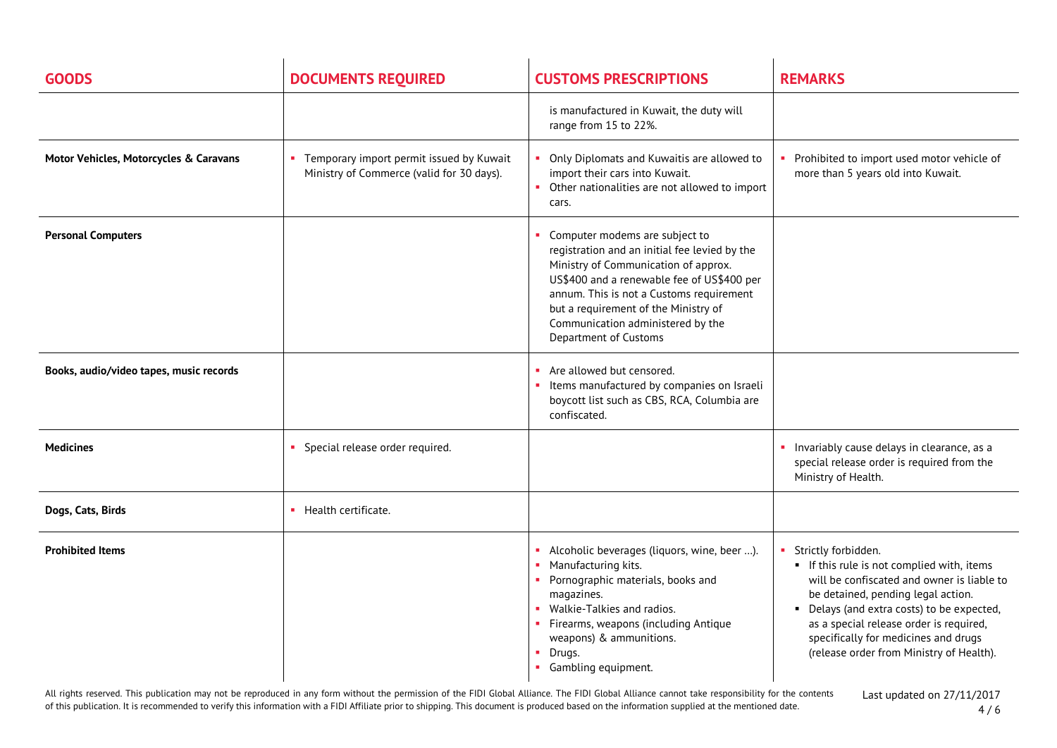| GOODS | DOCUMENTS REQUIRED | CUSTOMS PRESCRIPTIONS | REMARKS |
|---|---|---|---|
| | | is manufactured in Kuwait, the duty will range from 15 to 22%. | |
| **Motor Vehicles, Motorcycles & Caravans** | ▪ Temporary import permit issued by Kuwait Ministry of Commerce (valid for 30 days). | ▪ Only Diplomats and Kuwaitis are allowed to import their cars into Kuwait.<br>▪ Other nationalities are not allowed to import cars. | ▪ Prohibited to import used motor vehicle of more than 5 years old into Kuwait. |
| **Personal Computers** | | ▪ Computer modems are subject to registration and an initial fee levied by the Ministry of Communication of approx. US$400 and a renewable fee of US$400 per annum. This is not a Customs requirement but a requirement of the Ministry of Communication administered by the Department of Customs | |
| **Books, audio/video tapes, music records** | | ▪ Are allowed but censored.<br>▪ Items manufactured by companies on Israeli boycott list such as CBS, RCA, Columbia are confiscated. | |
| **Medicines** | ▪ Special release order required. | | ▪ Invariably cause delays in clearance, as a special release order is required from the Ministry of Health. |
| **Dogs, Cats, Birds** | ▪ Health certificate. | | |
| **Prohibited Items** | | ▪ Alcoholic beverages (liquors, wine, beer …).<br>▪ Manufacturing kits.<br>▪ Pornographic materials, books and magazines.<br>▪ Walkie-Talkies and radios.<br>▪ Firearms, weapons (including Antique weapons) & ammunitions.<br>▪ Drugs.<br>▪ Gambling equipment. | ▪ Strictly forbidden.<br>▪ If this rule is not complied with, items will be confiscated and owner is liable to be detained, pending legal action.<br>▪ Delays (and extra costs) to be expected, as a special release order is required, specifically for medicines and drugs (release order from Ministry of Health). |

All rights reserved. This publication may not be reproduced in any form without the permission of the FIDI Global Alliance. The FIDI Global Alliance cannot take responsibility for the contents of this publication. It is recommended to verify this information with a FIDI Affiliate prior to shipping. This document is produced based on the information supplied at the mentioned date.

Last updated on 27/11/2017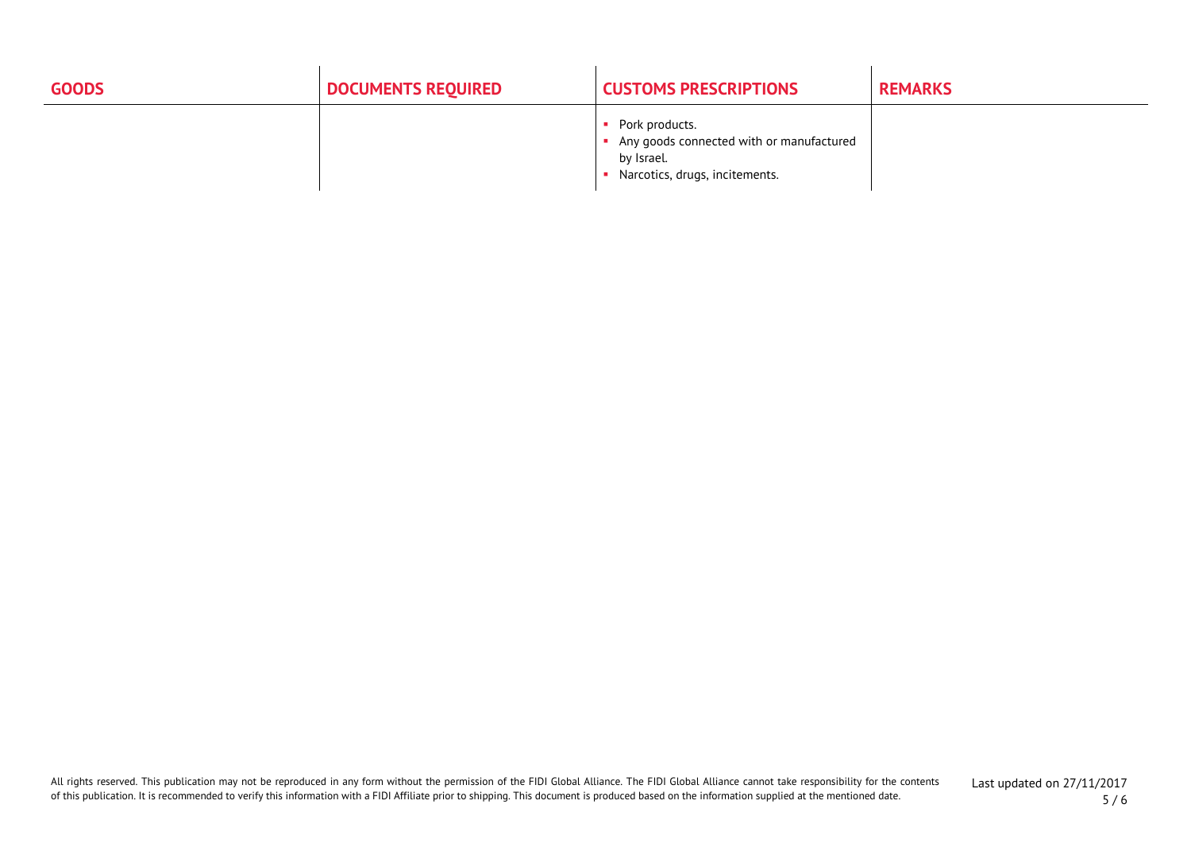| GOODS | DOCUMENTS REQUIRED | CUSTOMS PRESCRIPTIONS | REMARKS |
|---|---|---|---|
| | | ▪ Pork products.<br>▪ Any goods connected with or manufactured by Israel.<br>▪ Narcotics, drugs, incitements. | |

All rights reserved. This publication may not be reproduced in any form without the permission of the FIDI Global Alliance. The FIDI Global Alliance cannot take responsibility for the contents of this publication. It is recommended to verify this information with a FIDI Affiliate prior to shipping. This document is produced based on the information supplied at the mentioned date.

Last updated on 27/11/2017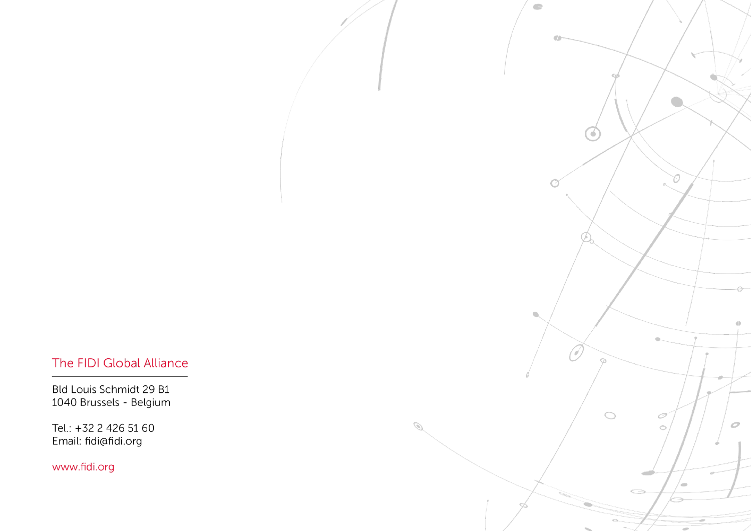The FIDI Global Alliance

Bld Louis Schmidt 29 B1
1040 Brussels - Belgium

Tel.: +32 2 426 51 60
Email: fidi@fidi.org

www.fidi.org